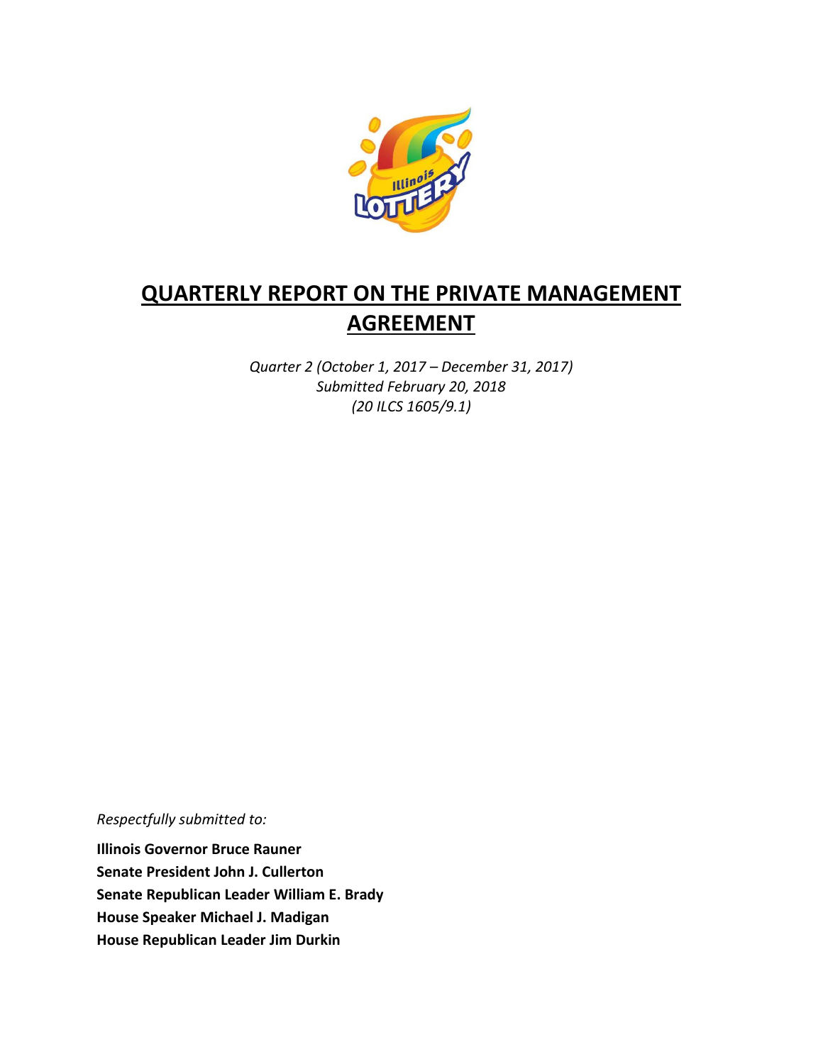# QUARTERLY REPORT ON THE PRIVATE MANAGEMENT AGREEMENT

*Quarter 2 (October 1, 2017 – December 31, 2017)*
*Submitted February 20, 2018*
*(20 ILCS 1605/9.1)*

*Respectfully submitted to:*

**Illinois Governor Bruce Rauner**
**Senate President John J. Cullerton**
**Senate Republican Leader William E. Brady**
**House Speaker Michael J. Madigan**
**House Republican Leader Jim Durkin**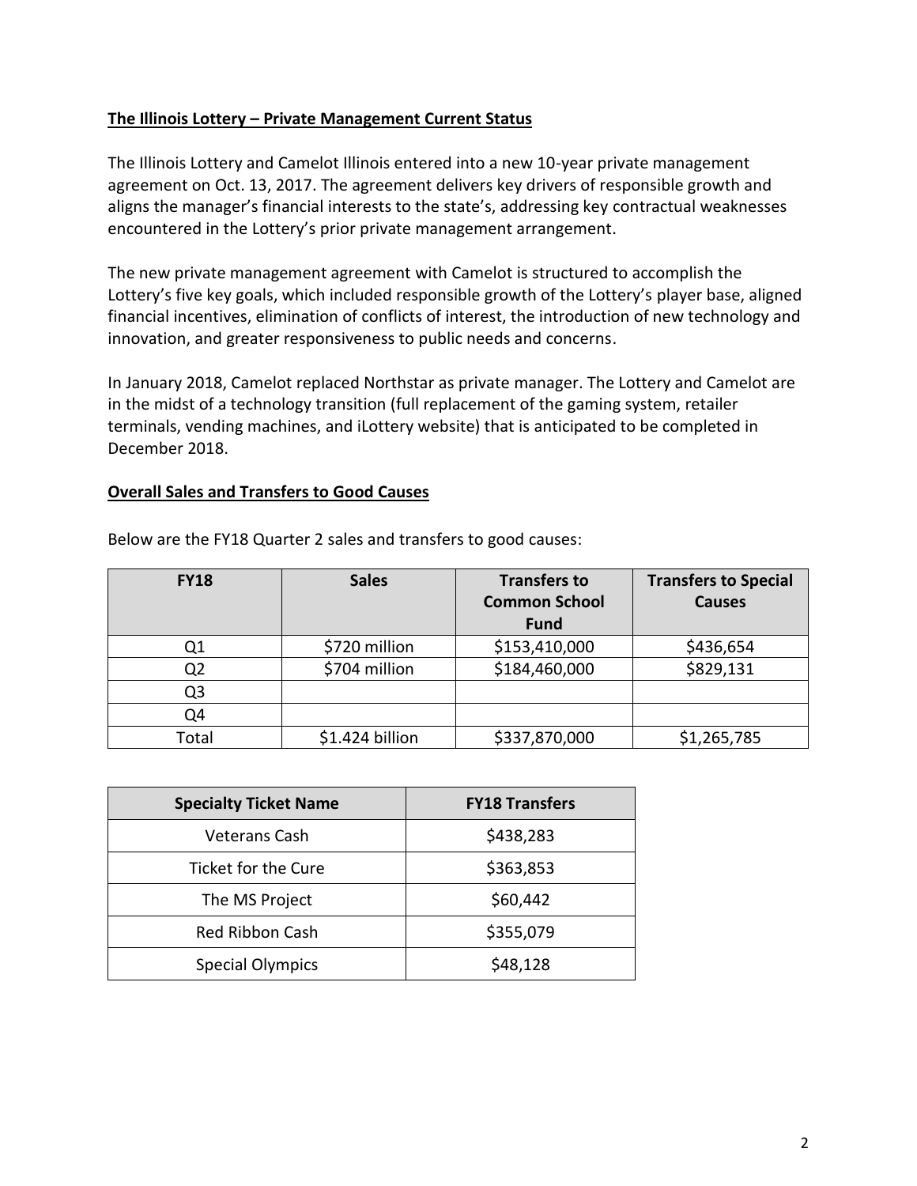**The Illinois Lottery – Private Management Current Status**

The Illinois Lottery and Camelot Illinois entered into a new 10-year private management agreement on Oct. 13, 2017. The agreement delivers key drivers of responsible growth and aligns the manager's financial interests to the state's, addressing key contractual weaknesses encountered in the Lottery's prior private management arrangement.

The new private management agreement with Camelot is structured to accomplish the Lottery's five key goals, which included responsible growth of the Lottery's player base, aligned financial incentives, elimination of conflicts of interest, the introduction of new technology and innovation, and greater responsiveness to public needs and concerns.

In January 2018, Camelot replaced Northstar as private manager. The Lottery and Camelot are in the midst of a technology transition (full replacement of the gaming system, retailer terminals, vending machines, and iLottery website) that is anticipated to be completed in December 2018.

**Overall Sales and Transfers to Good Causes**

Below are the FY18 Quarter 2 sales and transfers to good causes:

| FY18 | Sales | Transfers to Common School Fund | Transfers to Special Causes |
|---|---|---|---|
| Q1 | $720 million | $153,410,000 | $436,654 |
| Q2 | $704 million | $184,460,000 | $829,131 |
| Q3 | | | |
| Q4 | | | |
| Total | $1.424 billion | $337,870,000 | $1,265,785 |

| Specialty Ticket Name | FY18 Transfers |
|---|---|
| Veterans Cash | $438,283 |
| Ticket for the Cure | $363,853 |
| The MS Project | $60,442 |
| Red Ribbon Cash | $355,079 |
| Special Olympics | $48,128 |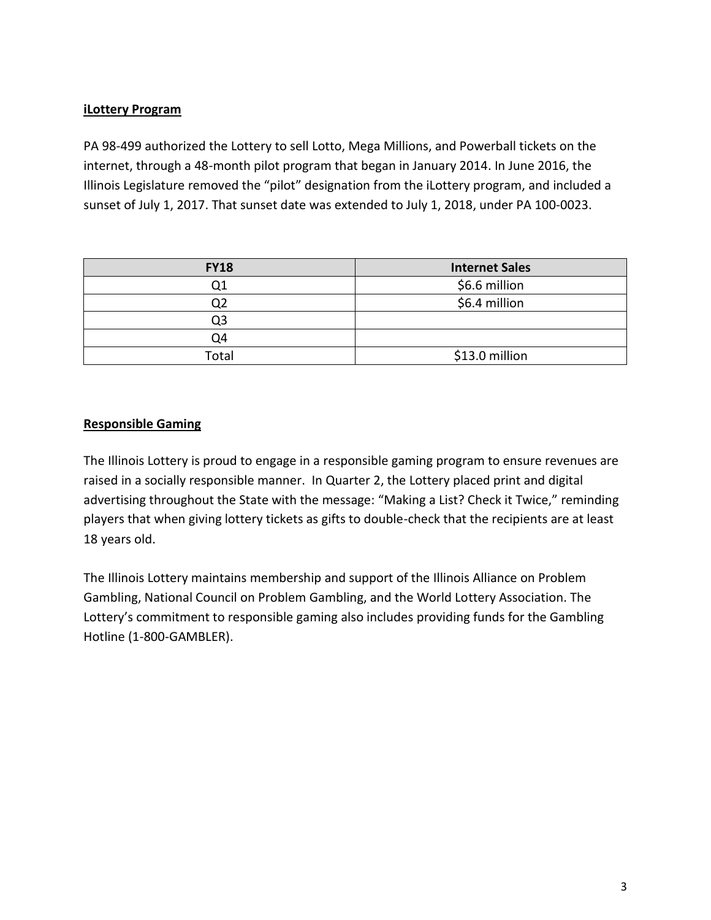**iLottery Program**

PA 98-499 authorized the Lottery to sell Lotto, Mega Millions, and Powerball tickets on the internet, through a 48-month pilot program that began in January 2014. In June 2016, the Illinois Legislature removed the "pilot" designation from the iLottery program, and included a sunset of July 1, 2017. That sunset date was extended to July 1, 2018, under PA 100-0023.

| FY18 | Internet Sales |
|---|---|
| Q1 | $6.6 million |
| Q2 | $6.4 million |
| Q3 | |
| Q4 | |
| Total | $13.0 million |

**Responsible Gaming**

The Illinois Lottery is proud to engage in a responsible gaming program to ensure revenues are raised in a socially responsible manner. In Quarter 2, the Lottery placed print and digital advertising throughout the State with the message: "Making a List? Check it Twice," reminding players that when giving lottery tickets as gifts to double-check that the recipients are at least 18 years old.

The Illinois Lottery maintains membership and support of the Illinois Alliance on Problem Gambling, National Council on Problem Gambling, and the World Lottery Association. The Lottery's commitment to responsible gaming also includes providing funds for the Gambling Hotline (1-800-GAMBLER).